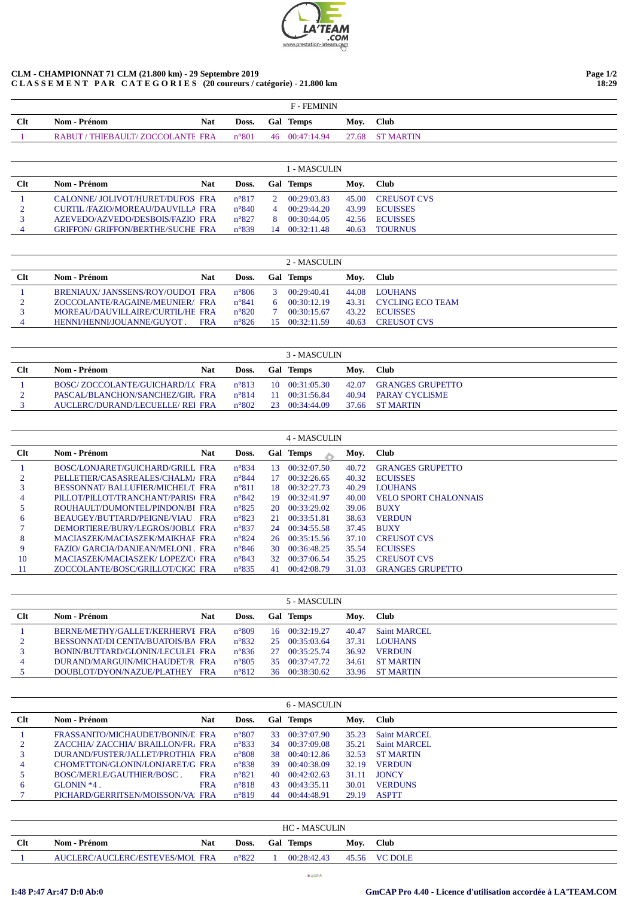**CLM - CHAMPIONNAT 71 CLM (21.800 km) - 29 Septembre 2019**
**C L A S S E M E N T   P A R   C A T E G O R I E S  (20 coureurs / catégorie) - 21.800 km**

### F - FEMININ

| Clt | Nom - Prénom | Nat | Doss. | Gal | Temps | Moy. | Club |
|---|---|---|---|---|---|---|---|
| 1 | RABUT / THIEBAULT/ ZOCCOLANTE | FRA | n°801 | 46 | 00:47:14.94 | 27.68 | ST MARTIN |

### 1 - MASCULIN

| Clt | Nom - Prénom | Nat | Doss. | Gal | Temps | Moy. | Club |
|---|---|---|---|---|---|---|---|
| 1 | CALONNE/ JOLIVOT/HURET/DUFOS | FRA | n°817 | 2 | 00:29:03.83 | 45.00 | CREUSOT CVS |
| 2 | CURTIL /FAZIO/MOREAU/DAUVILLA | FRA | n°840 | 4 | 00:29:44.20 | 43.99 | ECUISSES |
| 3 | AZEVEDO/AZVEDO/DESBOIS/FAZIO | FRA | n°827 | 8 | 00:30:44.05 | 42.56 | ECUISSES |
| 4 | GRIFFON/ GRIFFON/BERTHE/SUCHE | FRA | n°839 | 14 | 00:32:11.48 | 40.63 | TOURNUS |

### 2 - MASCULIN

| Clt | Nom - Prénom | Nat | Doss. | Gal | Temps | Moy. | Club |
|---|---|---|---|---|---|---|---|
| 1 | BRENIAUX/ JANSSENS/ROY/OUDOT | FRA | n°806 | 3 | 00:29:40.41 | 44.08 | LOUHANS |
| 2 | ZOCCOLANTE/RAGAINE/MEUNIER/ | FRA | n°841 | 6 | 00:30:12.19 | 43.31 | CYCLING ECO TEAM |
| 3 | MOREAU/DAUVILLAIRE/CURTIL/HE | FRA | n°820 | 7 | 00:30:15.67 | 43.22 | ECUISSES |
| 4 | HENNI/HENNI/JOUANNE/GUYOT . | FRA | n°826 | 15 | 00:32:11.59 | 40.63 | CREUSOT CVS |

### 3 - MASCULIN

| Clt | Nom - Prénom | Nat | Doss. | Gal | Temps | Moy. | Club |
|---|---|---|---|---|---|---|---|
| 1 | BOSC/ ZOCCOLANTE/GUICHARD/L( | FRA | n°813 | 10 | 00:31:05.30 | 42.07 | GRANGES GRUPETTO |
| 2 | PASCAL/BLANCHON/SANCHEZ/GIR. | FRA | n°814 | 11 | 00:31:56.84 | 40.94 | PARAY CYCLISME |
| 3 | AUCLERC/DURAND/LECUELLE/ REI | FRA | n°802 | 23 | 00:34:44.09 | 37.66 | ST MARTIN |

### 4 - MASCULIN

| Clt | Nom - Prénom | Nat | Doss. | Gal | Temps | Moy. | Club |
|---|---|---|---|---|---|---|---|
| 1 | BOSC/LONJARET/GUICHARD/GRILL | FRA | n°834 | 13 | 00:32:07.50 | 40.72 | GRANGES GRUPETTO |
| 2 | PELLETIER/CASASREALES/CHALM/ | FRA | n°844 | 17 | 00:32:26.65 | 40.32 | ECUISSES |
| 3 | BESSONNAT/ BALLUFIER/MICHEL/I | FRA | n°811 | 18 | 00:32:27.73 | 40.29 | LOUHANS |
| 4 | PILLOT/PILLOT/TRANCHANT/PARIS | FRA | n°842 | 19 | 00:32:41.97 | 40.00 | VELO SPORT CHALONNAIS |
| 5 | ROUHAULT/DUMONTEL/PINDON/BI | FRA | n°825 | 20 | 00:33:29.02 | 39.06 | BUXY |
| 6 | BEAUGEY/BUTTARD/PEIGNE/VIAU | FRA | n°823 | 21 | 00:33:51.81 | 38.63 | VERDUN |
| 7 | DEMORTIERE/BURY/LEGROS/JOBL( | FRA | n°837 | 24 | 00:34:55.58 | 37.45 | BUXY |
| 8 | MACIASZEK/MACIASZEK/MAIKHAI | FRA | n°824 | 26 | 00:35:15.56 | 37.10 | CREUSOT CVS |
| 9 | FAZIO/ GARCIA/DANJEAN/MELONI . | FRA | n°846 | 30 | 00:36:48.25 | 35.54 | ECUISSES |
| 10 | MACIASZEK/MACIASZEK/ LOPEZ/C( | FRA | n°843 | 32 | 00:37:06.54 | 35.25 | CREUSOT CVS |
| 11 | ZOCCOLANTE/BOSC/GRILLOT/CIGC | FRA | n°835 | 41 | 00:42:08.79 | 31.03 | GRANGES GRUPETTO |

### 5 - MASCULIN

| Clt | Nom - Prénom | Nat | Doss. | Gal | Temps | Moy. | Club |
|---|---|---|---|---|---|---|---|
| 1 | BERNE/METHY/GALLET/KERHERVI | FRA | n°809 | 16 | 00:32:19.27 | 40.47 | Saint MARCEL |
| 2 | BESSONNAT/DI CENTA/BUATOIS/BA | FRA | n°832 | 25 | 00:35:03.64 | 37.31 | LOUHANS |
| 3 | BONIN/BUTTARD/GLONIN/LECULEI | FRA | n°836 | 27 | 00:35:25.74 | 36.92 | VERDUN |
| 4 | DURAND/MARGUIN/MICHAUDET/R | FRA | n°805 | 35 | 00:37:47.72 | 34.61 | ST MARTIN |
| 5 | DOUBLOT/DYON/NAZUE/PLATHEY | FRA | n°812 | 36 | 00:38:30.62 | 33.96 | ST MARTIN |

### 6 - MASCULIN

| Clt | Nom - Prénom | Nat | Doss. | Gal | Temps | Moy. | Club |
|---|---|---|---|---|---|---|---|
| 1 | FRASSANITO/MICHAUDET/BONIN/I | FRA | n°807 | 33 | 00:37:07.90 | 35.23 | Saint MARCEL |
| 2 | ZACCHIA/ ZACCHIA/ BRAILLON/FR. | FRA | n°833 | 34 | 00:37:09.08 | 35.21 | Saint MARCEL |
| 3 | DURAND/FUSTER/JALLET/PROTHIA | FRA | n°808 | 38 | 00:40:12.86 | 32.53 | ST MARTIN |
| 4 | CHOMETTON/GLONIN/LONJARET/G | FRA | n°838 | 39 | 00:40:38.09 | 32.19 | VERDUN |
| 5 | BOSC/MERLE/GAUTHIER/BOSC . | FRA | n°821 | 40 | 00:42:02.63 | 31.11 | JONCY |
| 6 | GLONIN *4 . | FRA | n°818 | 43 | 00:43:35.11 | 30.01 | VERDUNS |
| 7 | PICHARD/GERRITSEN/MOISSON/VA | FRA | n°819 | 44 | 00:44:48.91 | 29.19 | ASPTT |

### HC - MASCULIN

| Clt | Nom - Prénom | Nat | Doss. | Gal | Temps | Moy. | Club |
|---|---|---|---|---|---|---|---|
| 1 | AUCLERC/AUCLERC/ESTEVES/MOI | FRA | n°822 | 1 | 00:28:42.43 | 45.56 | VC DOLE |

I:48 P:47 Ar:47 D:0 Ab:0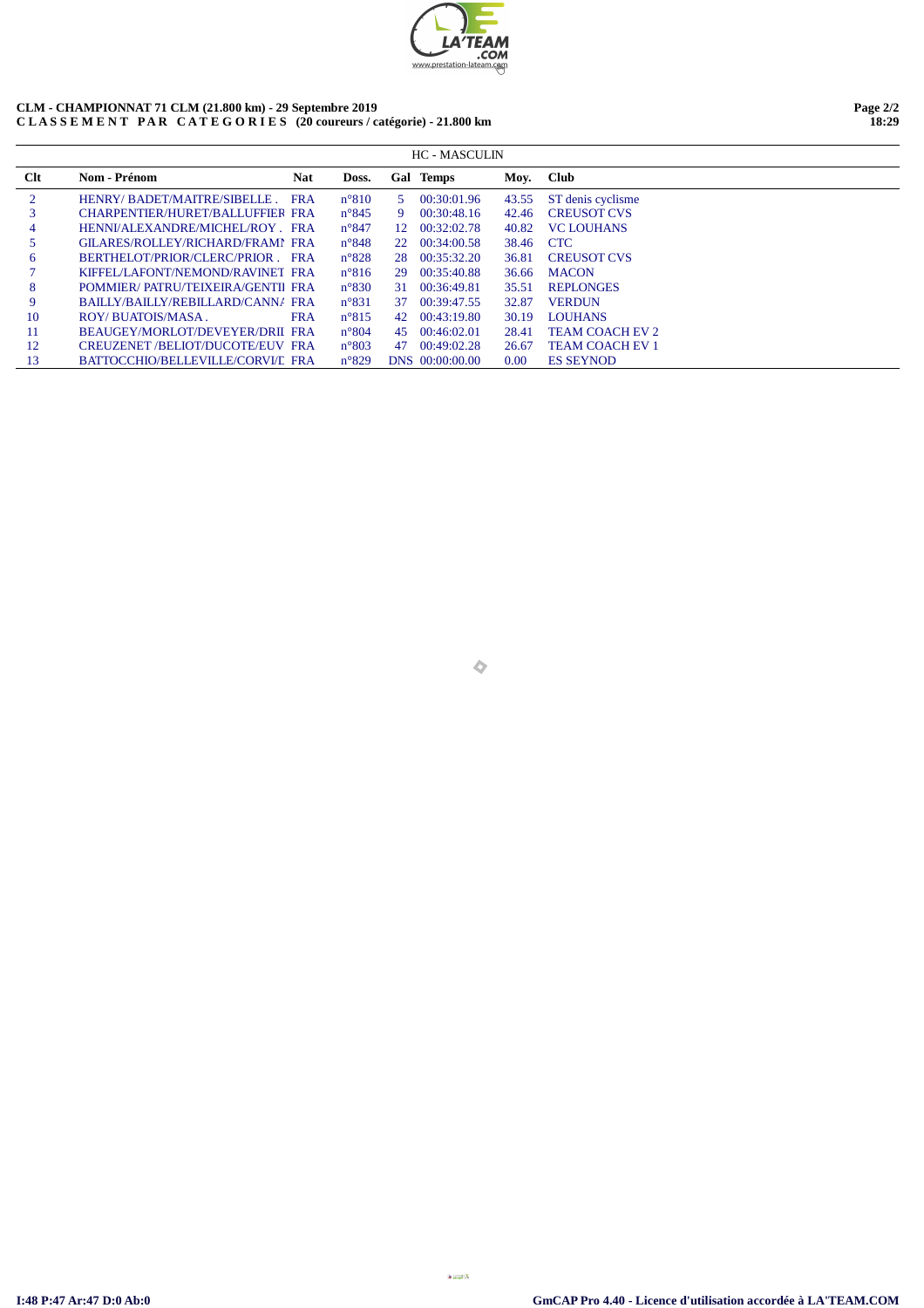**CLM - CHAMPIONNAT 71 CLM (21.800 km) - 29 Septembre 2019**
**CLASSEMENT PAR CATEGORIES (20 coureurs / catégorie) - 21.800 km**

HC - MASCULIN

| Clt | Nom - Prénom | Nat | Doss. | Gal | Temps | Moy. | Club |
|---|---|---|---|---|---|---|---|
| 2 | HENRY/ BADET/MAITRE/SIBELLE . | FRA | n°810 | 5 | 00:30:01.96 | 43.55 | ST denis cyclisme |
| 3 | CHARPENTIER/HURET/BALLUFFIER | FRA | n°845 | 9 | 00:30:48.16 | 42.46 | CREUSOT CVS |
| 4 | HENNI/ALEXANDRE/MICHEL/ROY . | FRA | n°847 | 12 | 00:32:02.78 | 40.82 | VC LOUHANS |
| 5 | GILARES/ROLLEY/RICHARD/FRAMI | FRA | n°848 | 22 | 00:34:00.58 | 38.46 | CTC |
| 6 | BERTHELOT/PRIOR/CLERC/PRIOR . | FRA | n°828 | 28 | 00:35:32.20 | 36.81 | CREUSOT CVS |
| 7 | KIFFEL/LAFONT/NEMOND/RAVINET | FRA | n°816 | 29 | 00:35:40.88 | 36.66 | MACON |
| 8 | POMMIER/ PATRU/TEIXEIRA/GENTII | FRA | n°830 | 31 | 00:36:49.81 | 35.51 | REPLONGES |
| 9 | BAILLY/BAILLY/REBILLARD/CANN/ | FRA | n°831 | 37 | 00:39:47.55 | 32.87 | VERDUN |
| 10 | ROY/ BUATOIS/MASA . | FRA | n°815 | 42 | 00:43:19.80 | 30.19 | LOUHANS |
| 11 | BEAUGEY/MORLOT/DEVEYER/DRII | FRA | n°804 | 45 | 00:46:02.01 | 28.41 | TEAM COACH EV 2 |
| 12 | CREUZENET /BELIOT/DUCOTE/EUV | FRA | n°803 | 47 | 00:49:02.28 | 26.67 | TEAM COACH EV 1 |
| 13 | BATTOCCHIO/BELLEVILLE/CORVI/I | FRA | n°829 | DNS | 00:00:00.00 | 0.00 | ES SEYNOD |

I:48 P:47 Ar:47 D:0 Ab:0

GmCAP Pro 4.40 - Licence d'utilisation accordée à LA'TEAM.COM